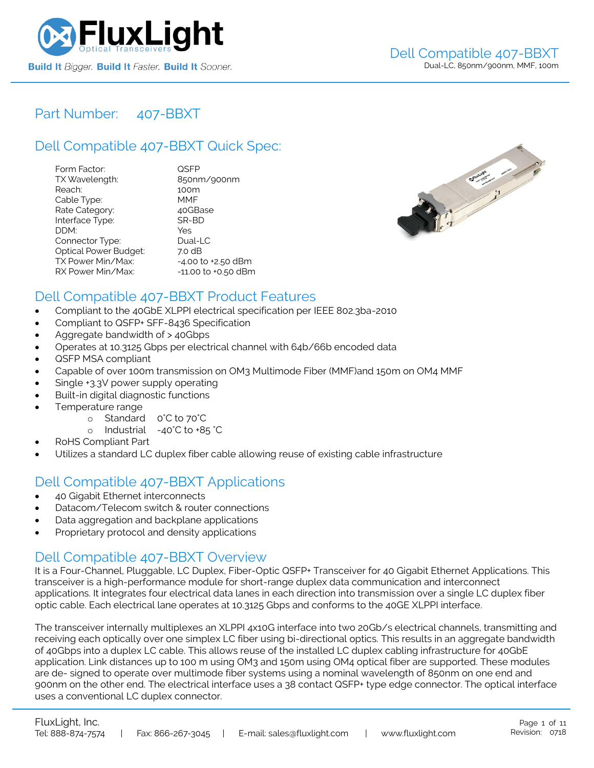FluxLight
Optical Transceivers

**Build It** *Bigger.* **Build It** *Faster.* **Build It** *Sooner.*

Dell Compatible 407-BBXT
Dual-LC, 850nm/900nm, MMF, 100m

# Part Number: 407-BBXT

## Dell Compatible 407-BBXT Quick Spec:

| | |
|---|---|
| Form Factor: | QSFP |
| TX Wavelength: | 850nm/900nm |
| Reach: | 100m |
| Cable Type: | MMF |
| Rate Category: | 40GBase |
| Interface Type: | SR-BD |
| DDM: | Yes |
| Connector Type: | Dual-LC |
| Optical Power Budget: | 7.0 dB |
| TX Power Min/Max: | -4.00 to +2.50 dBm |
| RX Power Min/Max: | -11.00 to +0.50 dBm |

## Dell Compatible 407-BBXT Product Features

- Compliant to the 40GbE XLPPI electrical specification per IEEE 802.3ba-2010
- Compliant to QSFP+ SFF-8436 Specification
- Aggregate bandwidth of > 40Gbps
- Operates at 10.3125 Gbps per electrical channel with 64b/66b encoded data
- QSFP MSA compliant
- Capable of over 100m transmission on OM3 Multimode Fiber (MMF)and 150m on OM4 MMF
- Single +3.3V power supply operating
- Built-in digital diagnostic functions
- Temperature range
    - Standard 0°C to 70°C
    - Industrial -40°C to +85 °C
- RoHS Compliant Part
- Utilizes a standard LC duplex fiber cable allowing reuse of existing cable infrastructure

## Dell Compatible 407-BBXT Applications

- 40 Gigabit Ethernet interconnects
- Datacom/Telecom switch & router connections
- Data aggregation and backplane applications
- Proprietary protocol and density applications

## Dell Compatible 407-BBXT Overview

It is a Four-Channel, Pluggable, LC Duplex, Fiber-Optic QSFP+ Transceiver for 40 Gigabit Ethernet Applications. This transceiver is a high-performance module for short-range duplex data communication and interconnect applications. It integrates four electrical data lanes in each direction into transmission over a single LC duplex fiber optic cable. Each electrical lane operates at 10.3125 Gbps and conforms to the 40GE XLPPI interface.

The transceiver internally multiplexes an XLPPI 4x10G interface into two 20Gb/s electrical channels, transmitting and receiving each optically over one simplex LC fiber using bi-directional optics. This results in an aggregate bandwidth of 40Gbps into a duplex LC cable. This allows reuse of the installed LC duplex cabling infrastructure for 40GbE application. Link distances up to 100 m using OM3 and 150m using OM4 optical fiber are supported. These modules are de- signed to operate over multimode fiber systems using a nominal wavelength of 850nm on one end and 900nm on the other end. The electrical interface uses a 38 contact QSFP+ type edge connector. The optical interface uses a conventional LC duplex connector.

FluxLight, Inc.
Tel: 888-874-7574 | Fax: 866-267-3045 | E-mail: sales@fluxlight.com | www.fluxlight.com

Revision: 0718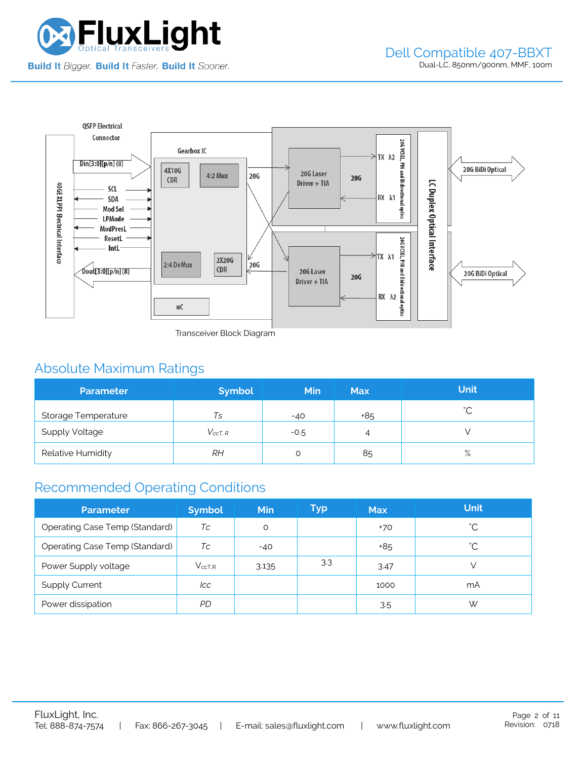Transceiver Block Diagram

## Absolute Maximum Ratings

| Parameter | Symbol | Min | Max | Unit |
|---|---|---|---|---|
| Storage Temperature | *Ts* | -40 | +85 | °C |
| Supply Voltage | $V_{ccT,R}$ | -0.5 | 4 | V |
| Relative Humidity | *RH* | 0 | 85 | % |

## Recommended Operating Conditions

| Parameter | Symbol | Min | Typ | Max | Unit |
|---|---|---|---|---|---|
| Operating Case Temp (Standard) | *Tc* | 0 | | +70 | °C |
| Operating Case Temp (Standard) | *Tc* | -40 | | +85 | °C |
| Power Supply voltage | $V_{ccT,R}$ | 3.135 | 3.3 | 3.47 | V |
| Supply Current | *Icc* | | | 1000 | mA |
| Power dissipation | *PD* | | | 3.5 | W |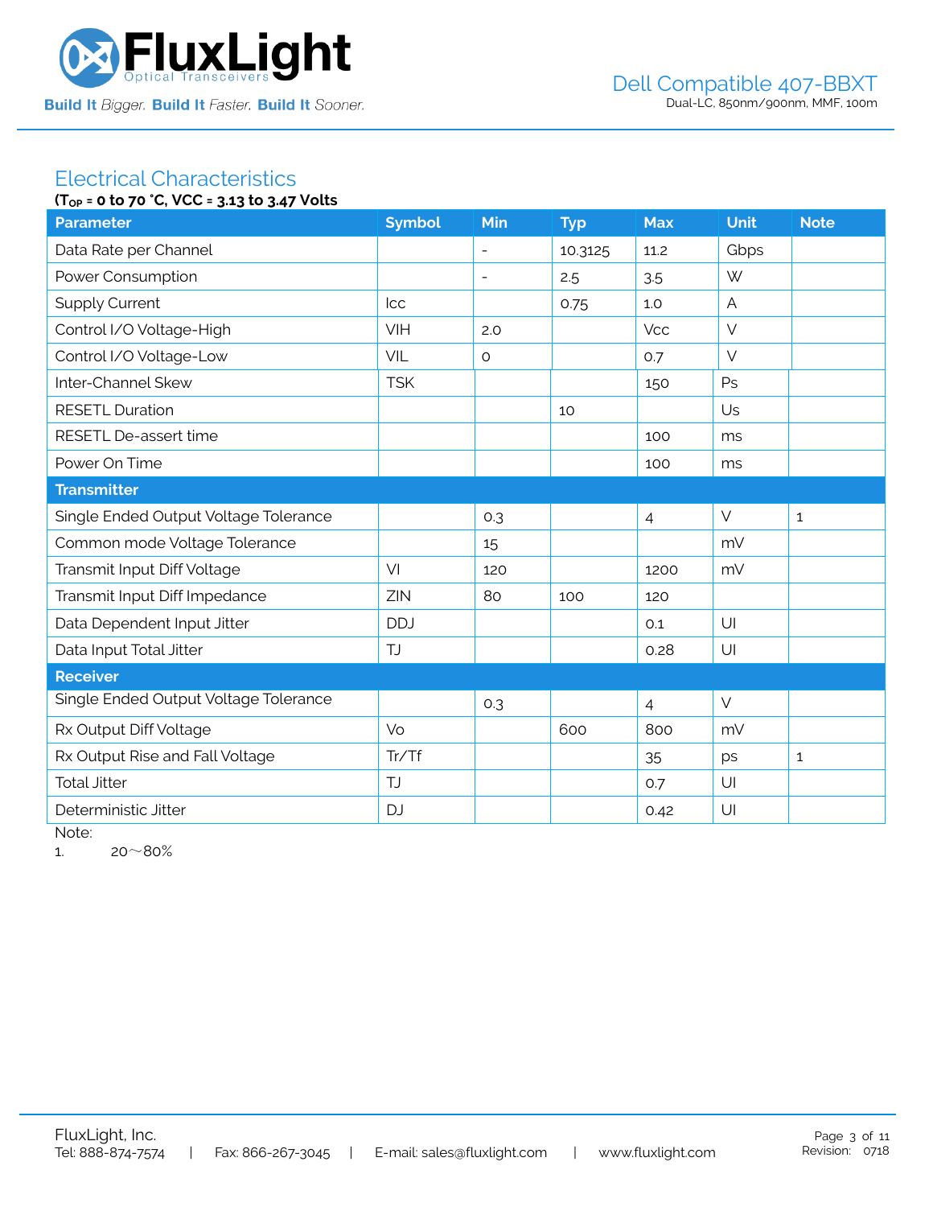## Electrical Characteristics

**($T_{OP}$ = 0 to 70 °C, VCC = 3.13 to 3.47 Volts**

| Parameter | Symbol | Min | Typ | Max | Unit | Note |
|---|---|---|---|---|---|---|
| Data Rate per Channel | | - | 10.3125 | 11.2 | Gbps | |
| Power Consumption | | - | 2.5 | 3.5 | W | |
| Supply Current | Icc | | 0.75 | 1.0 | A | |
| Control I/O Voltage-High | VIH | 2.0 | | Vcc | V | |
| Control I/O Voltage-Low | VIL | 0 | | 0.7 | V | |
| Inter-Channel Skew | TSK | | | 150 | Ps | |
| RESETL Duration | | | 10 | | Us | |
| RESETL De-assert time | | | | 100 | ms | |
| Power On Time | | | | 100 | ms | |
| **Transmitter** | | | | | | |
| Single Ended Output Voltage Tolerance | | 0.3 | | 4 | V | 1 |
| Common mode Voltage Tolerance | | 15 | | | mV | |
| Transmit Input Diff Voltage | VI | 120 | | 1200 | mV | |
| Transmit Input Diff Impedance | ZIN | 80 | 100 | 120 | | |
| Data Dependent Input Jitter | DDJ | | | 0.1 | UI | |
| Data Input Total Jitter | TJ | | | 0.28 | UI | |
| **Receiver** | | | | | | |
| Single Ended Output Voltage Tolerance | | 0.3 | | 4 | V | |
| Rx Output Diff Voltage | Vo | | 600 | 800 | mV | |
| Rx Output Rise and Fall Voltage | Tr/Tf | | | 35 | ps | 1 |
| Total Jitter | TJ | | | 0.7 | UI | |
| Deterministic Jitter | DJ | | | 0.42 | UI | |

Note:

1. 20～80%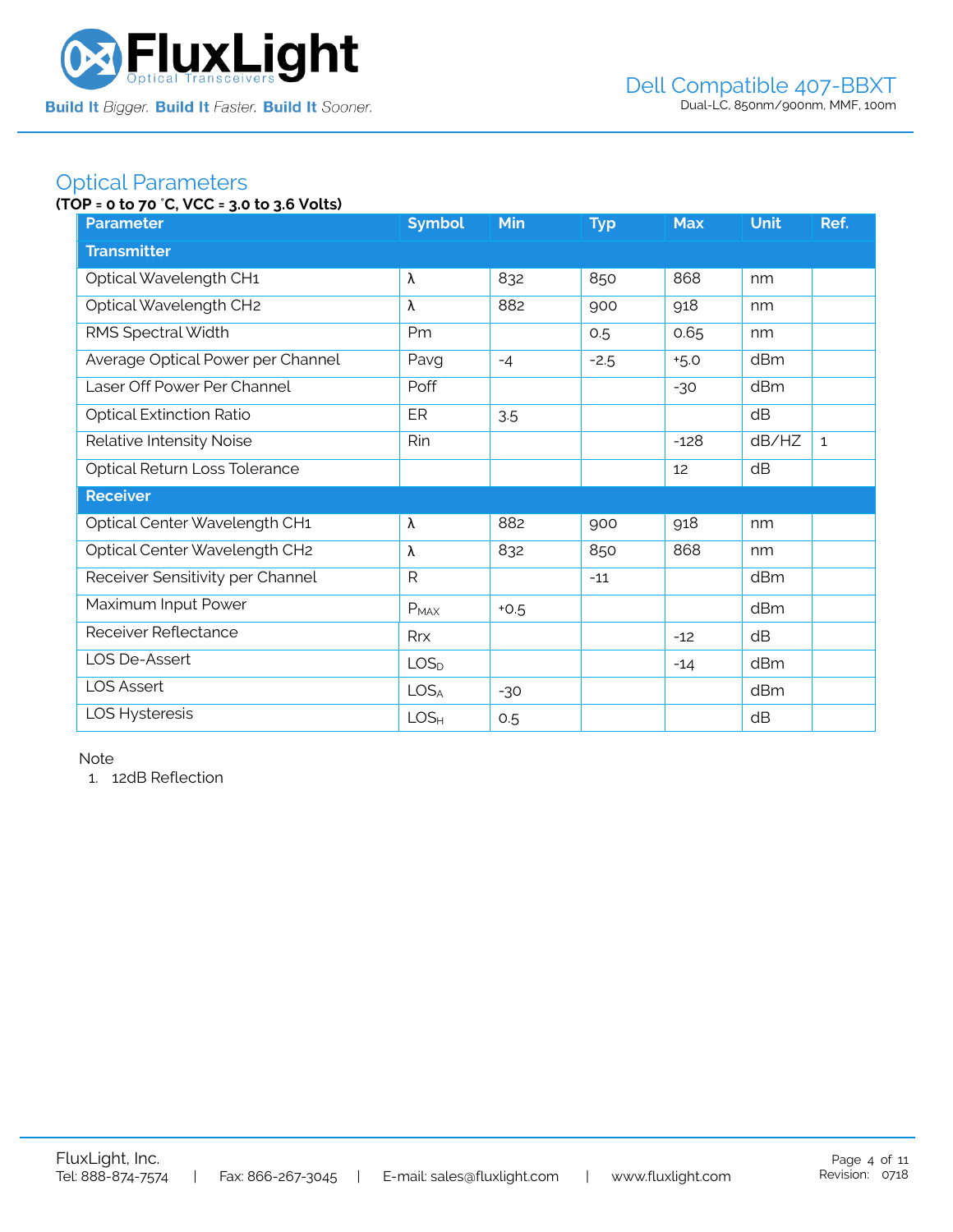## Optical Parameters

**(TOP = 0 to 70 °C, VCC = 3.0 to 3.6 Volts)**

| Parameter | Symbol | Min | Typ | Max | Unit | Ref. |
|---|---|---|---|---|---|---|
| **Transmitter** | | | | | | |
| Optical Wavelength CH1 | λ | 832 | 850 | 868 | nm | |
| Optical Wavelength CH2 | λ | 882 | 900 | 918 | nm | |
| RMS Spectral Width | Pm | | 0.5 | 0.65 | nm | |
| Average Optical Power per Channel | Pavg | -4 | -2.5 | +5.0 | dBm | |
| Laser Off Power Per Channel | Poff | | | -30 | dBm | |
| Optical Extinction Ratio | ER | 3.5 | | | dB | |
| Relative Intensity Noise | Rin | | | -128 | dB/HZ | 1 |
| Optical Return Loss Tolerance | | | | 12 | dB | |
| **Receiver** | | | | | | |
| Optical Center Wavelength CH1 | λ | 882 | 900 | 918 | nm | |
| Optical Center Wavelength CH2 | λ | 832 | 850 | 868 | nm | |
| Receiver Sensitivity per Channel | R | | -11 | | dBm | |
| Maximum Input Power | $P_{MAX}$ | +0.5 | | | dBm | |
| Receiver Reflectance | Rrx | | | -12 | dB | |
| LOS De-Assert | $LOS_D$ | | | -14 | dBm | |
| LOS Assert | $LOS_A$ | -30 | | | dBm | |
| LOS Hysteresis | $LOS_H$ | 0.5 | | | dB | |

Note

1. 12dB Reflection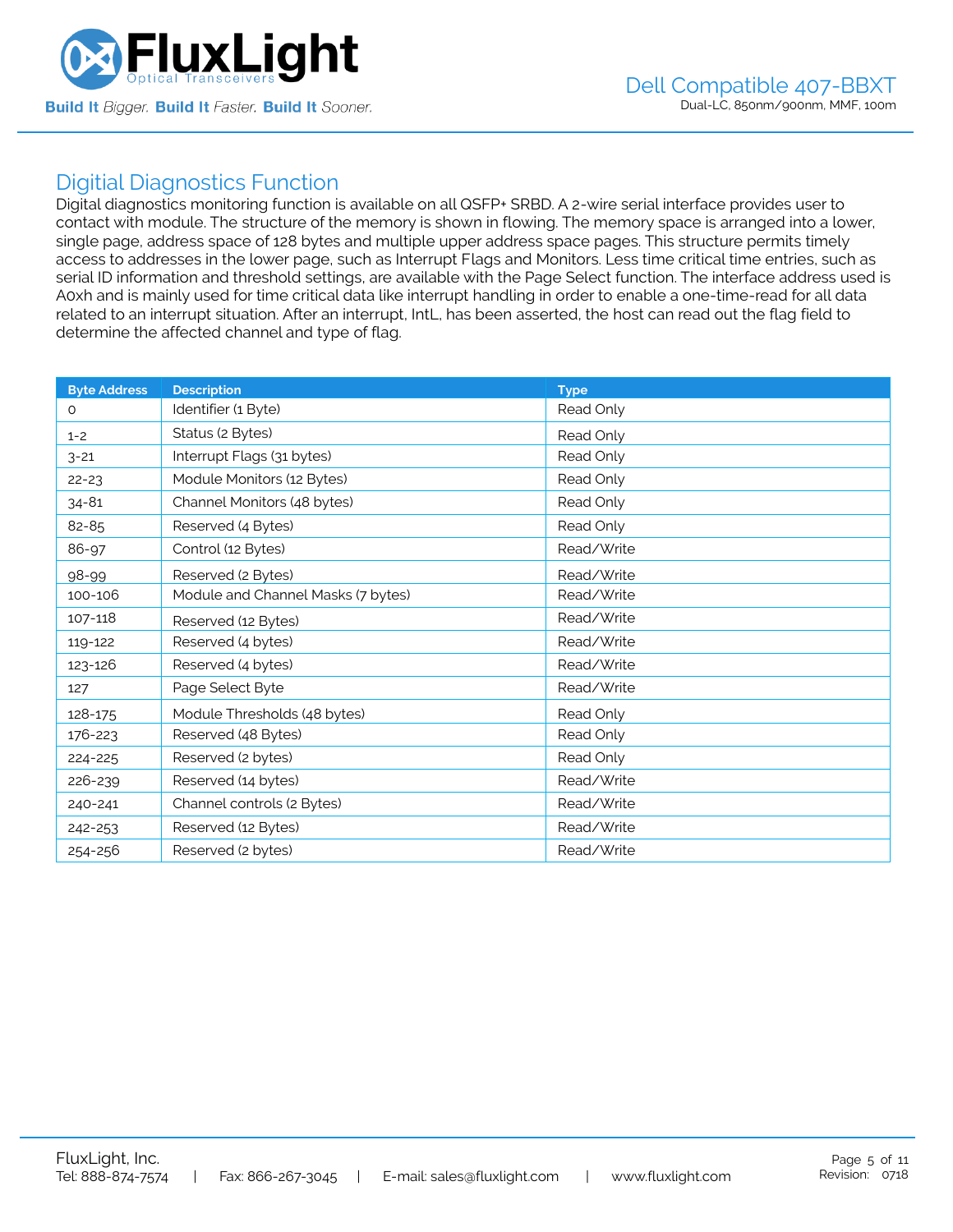## Digitial Diagnostics Function

Digital diagnostics monitoring function is available on all QSFP+ SRBD. A 2-wire serial interface provides user to contact with module. The structure of the memory is shown in flowing. The memory space is arranged into a lower, single page, address space of 128 bytes and multiple upper address space pages. This structure permits timely access to addresses in the lower page, such as Interrupt Flags and Monitors. Less time critical time entries, such as serial ID information and threshold settings, are available with the Page Select function. The interface address used is A0xh and is mainly used for time critical data like interrupt handling in order to enable a one-time-read for all data related to an interrupt situation. After an interrupt, IntL, has been asserted, the host can read out the flag field to determine the affected channel and type of flag.

| Byte Address | Description | Type |
|---|---|---|
| 0 | Identifier (1 Byte) | Read Only |
| 1-2 | Status (2 Bytes) | Read Only |
| 3-21 | Interrupt Flags (31 bytes) | Read Only |
| 22-23 | Module Monitors (12 Bytes) | Read Only |
| 34-81 | Channel Monitors (48 bytes) | Read Only |
| 82-85 | Reserved (4 Bytes) | Read Only |
| 86-97 | Control (12 Bytes) | Read/Write |
| 98-99 | Reserved (2 Bytes) | Read/Write |
| 100-106 | Module and Channel Masks (7 bytes) | Read/Write |
| 107-118 | Reserved (12 Bytes) | Read/Write |
| 119-122 | Reserved (4 bytes) | Read/Write |
| 123-126 | Reserved (4 bytes) | Read/Write |
| 127 | Page Select Byte | Read/Write |
| 128-175 | Module Thresholds (48 bytes) | Read Only |
| 176-223 | Reserved (48 Bytes) | Read Only |
| 224-225 | Reserved (2 bytes) | Read Only |
| 226-239 | Reserved (14 bytes) | Read/Write |
| 240-241 | Channel controls (2 Bytes) | Read/Write |
| 242-253 | Reserved (12 Bytes) | Read/Write |
| 254-256 | Reserved (2 bytes) | Read/Write |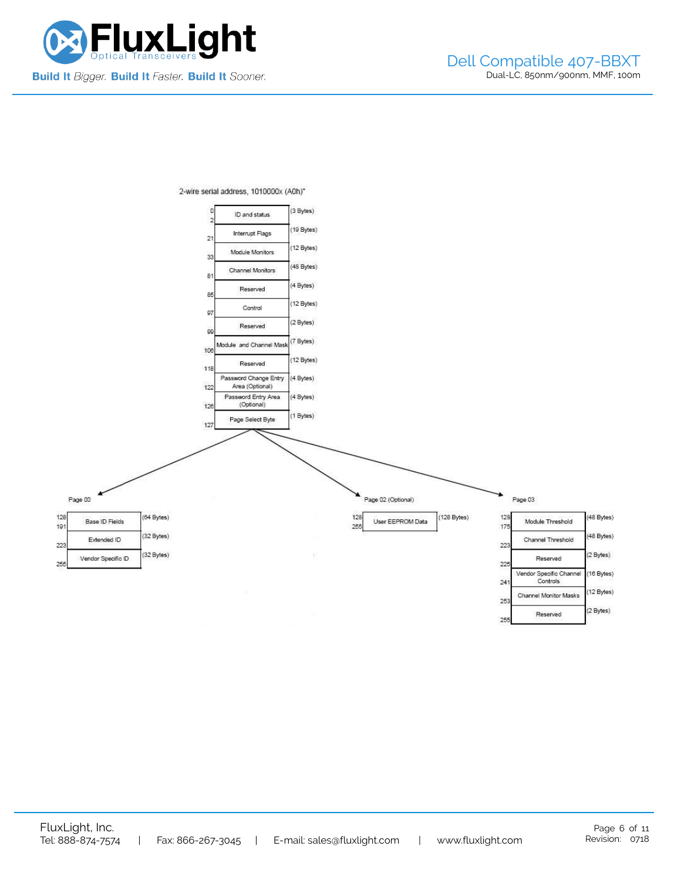2-wire serial address, 1010000x (A0h)"

| Address | Field | Size |
|---|---|---|
| 0–2 | ID and status | (3 Bytes) |
| 21 | Interrupt Flags | (19 Bytes) |
| 33 | Module Monitors | (12 Bytes) |
| 81 | Channel Monitors | (48 Bytes) |
| 85 | Reserved | (4 Bytes) |
| 97 | Control | (12 Bytes) |
| 99 | Reserved | (2 Bytes) |
| 106 | Module and Channel Mask | (7 Bytes) |
| 118 | Reserved | (12 Bytes) |
| 122 | Password Change Entry Area (Optional) | (4 Bytes) |
| 126 | Password Entry Area (Optional) | (4 Bytes) |
| 127 | Page Select Byte | (1 Bytes) |

Page 00

| Address | Field | Size |
|---|---|---|
| 128–191 | Base ID Fields | (64 Bytes) |
| 223 | Extended ID | (32 Bytes) |
| 255 | Vendor Specific ID | (32 Bytes) |

Page 02 (Optional)

| Address | Field | Size |
|---|---|---|
| 128–255 | User EEPROM Data | (128 Bytes) |

Page 03

| Address | Field | Size |
|---|---|---|
| 128–175 | Module Threshold | (48 Bytes) |
| 223 | Channel Threshold | (48 Bytes) |
| 225 | Reserved | (2 Bytes) |
| 241 | Vendor Specific Channel Controls | (16 Bytes) |
| 253 | Channel Monitor Masks | (12 Bytes) |
| 255 | Reserved | (2 Bytes) |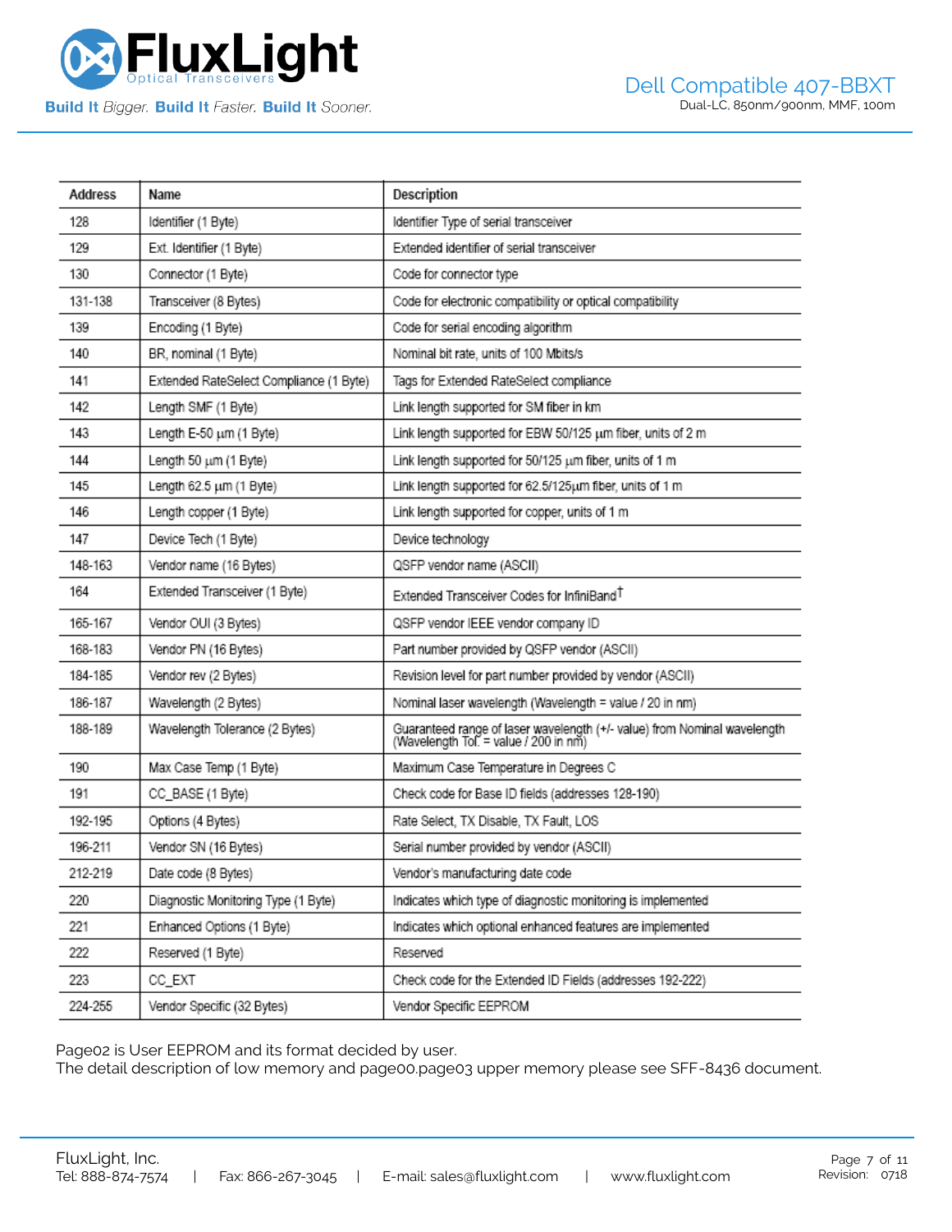| Address | Name | Description |
|---|---|---|
| 128 | Identifier (1 Byte) | Identifier Type of serial transceiver |
| 129 | Ext. Identifier (1 Byte) | Extended identifier of serial transceiver |
| 130 | Connector (1 Byte) | Code for connector type |
| 131-138 | Transceiver (8 Bytes) | Code for electronic compatibility or optical compatibility |
| 139 | Encoding (1 Byte) | Code for serial encoding algorithm |
| 140 | BR, nominal (1 Byte) | Nominal bit rate, units of 100 Mbits/s |
| 141 | Extended RateSelect Compliance (1 Byte) | Tags for Extended RateSelect compliance |
| 142 | Length SMF (1 Byte) | Link length supported for SM fiber in km |
| 143 | Length E-50 µm (1 Byte) | Link length supported for EBW 50/125 µm fiber, units of 2 m |
| 144 | Length 50 µm (1 Byte) | Link length supported for 50/125 µm fiber, units of 1 m |
| 145 | Length 62.5 µm (1 Byte) | Link length supported for 62.5/125µm fiber, units of 1 m |
| 146 | Length copper (1 Byte) | Link length supported for copper, units of 1 m |
| 147 | Device Tech (1 Byte) | Device technology |
| 148-163 | Vendor name (16 Bytes) | QSFP vendor name (ASCII) |
| 164 | Extended Transceiver (1 Byte) | Extended Transceiver Codes for InfiniBand† |
| 165-167 | Vendor OUI (3 Bytes) | QSFP vendor IEEE vendor company ID |
| 168-183 | Vendor PN (16 Bytes) | Part number provided by QSFP vendor (ASCII) |
| 184-185 | Vendor rev (2 Bytes) | Revision level for part number provided by vendor (ASCII) |
| 186-187 | Wavelength (2 Bytes) | Nominal laser wavelength (Wavelength = value / 20 in nm) |
| 188-189 | Wavelength Tolerance (2 Bytes) | Guaranteed range of laser wavelength (+/- value) from Nominal wavelength (Wavelength Tol. = value / 200 in nm) |
| 190 | Max Case Temp (1 Byte) | Maximum Case Temperature in Degrees C |
| 191 | CC_BASE (1 Byte) | Check code for Base ID fields (addresses 128-190) |
| 192-195 | Options (4 Bytes) | Rate Select, TX Disable, TX Fault, LOS |
| 196-211 | Vendor SN (16 Bytes) | Serial number provided by vendor (ASCII) |
| 212-219 | Date code (8 Bytes) | Vendor's manufacturing date code |
| 220 | Diagnostic Monitoring Type (1 Byte) | Indicates which type of diagnostic monitoring is implemented |
| 221 | Enhanced Options (1 Byte) | Indicates which optional enhanced features are implemented |
| 222 | Reserved (1 Byte) | Reserved |
| 223 | CC_EXT | Check code for the Extended ID Fields (addresses 192-222) |
| 224-255 | Vendor Specific (32 Bytes) | Vendor Specific EEPROM |

Page02 is User EEPROM and its format decided by user.
The detail description of low memory and page00.page03 upper memory please see SFF-8436 document.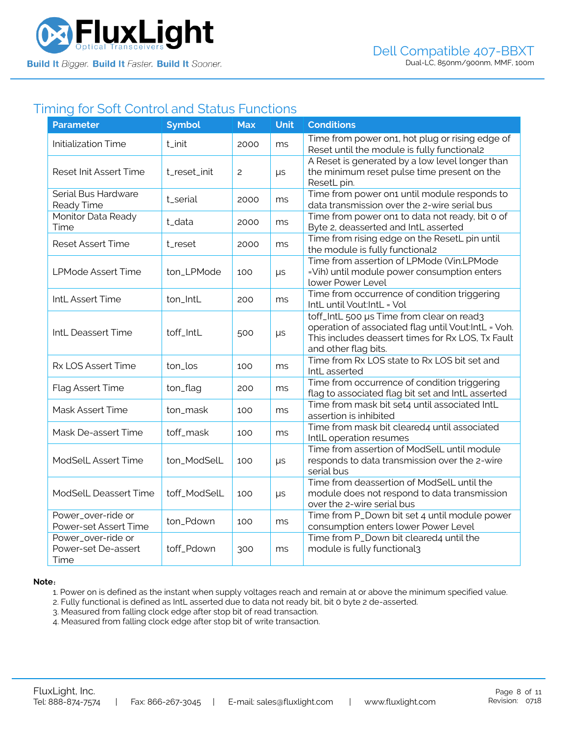## Timing for Soft Control and Status Functions

| Parameter | Symbol | Max | Unit | Conditions |
|---|---|---|---|---|
| Initialization Time | t_init | 2000 | ms | Time from power on1, hot plug or rising edge of Reset until the module is fully functional2 |
| Reset Init Assert Time | t_reset_init | 2 | μs | A Reset is generated by a low level longer than the minimum reset pulse time present on the ResetL pin. |
| Serial Bus Hardware Ready Time | t_serial | 2000 | ms | Time from power on1 until module responds to data transmission over the 2-wire serial bus |
| Monitor Data Ready Time | t_data | 2000 | ms | Time from power on1 to data not ready, bit 0 of Byte 2, deasserted and IntL asserted |
| Reset Assert Time | t_reset | 2000 | ms | Time from rising edge on the ResetL pin until the module is fully functional2 |
| LPMode Assert Time | ton_LPMode | 100 | μs | Time from assertion of LPMode (Vin:LPMode =Vih) until module power consumption enters lower Power Level |
| IntL Assert Time | ton_IntL | 200 | ms | Time from occurrence of condition triggering IntL until Vout:IntL = Vol |
| IntL Deassert Time | toff_IntL | 500 | μs | toff_IntL 500 μs Time from clear on read3 operation of associated flag until Vout:IntL = Voh. This includes deassert times for Rx LOS, Tx Fault and other flag bits. |
| Rx LOS Assert Time | ton_los | 100 | ms | Time from Rx LOS state to Rx LOS bit set and IntL asserted |
| Flag Assert Time | ton_flag | 200 | ms | Time from occurrence of condition triggering flag to associated flag bit set and IntL asserted |
| Mask Assert Time | ton_mask | 100 | ms | Time from mask bit set4 until associated IntL assertion is inhibited |
| Mask De-assert Time | toff_mask | 100 | ms | Time from mask bit cleared4 until associated IntlL operation resumes |
| ModSelL Assert Time | ton_ModSelL | 100 | μs | Time from assertion of ModSelL until module responds to data transmission over the 2-wire serial bus |
| ModSelL Deassert Time | toff_ModSelL | 100 | μs | Time from deassertion of ModSelL until the module does not respond to data transmission over the 2-wire serial bus |
| Power_over-ride or Power-set Assert Time | ton_Pdown | 100 | ms | Time from P_Down bit set 4 until module power consumption enters lower Power Level |
| Power_over-ride or Power-set De-assert Time | toff_Pdown | 300 | ms | Time from P_Down bit cleared4 until the module is fully functional3 |

**Note:**

1. Power on is defined as the instant when supply voltages reach and remain at or above the minimum specified value.
2. Fully functional is defined as IntL asserted due to data not ready bit, bit 0 byte 2 de-asserted.
3. Measured from falling clock edge after stop bit of read transaction.
4. Measured from falling clock edge after stop bit of write transaction.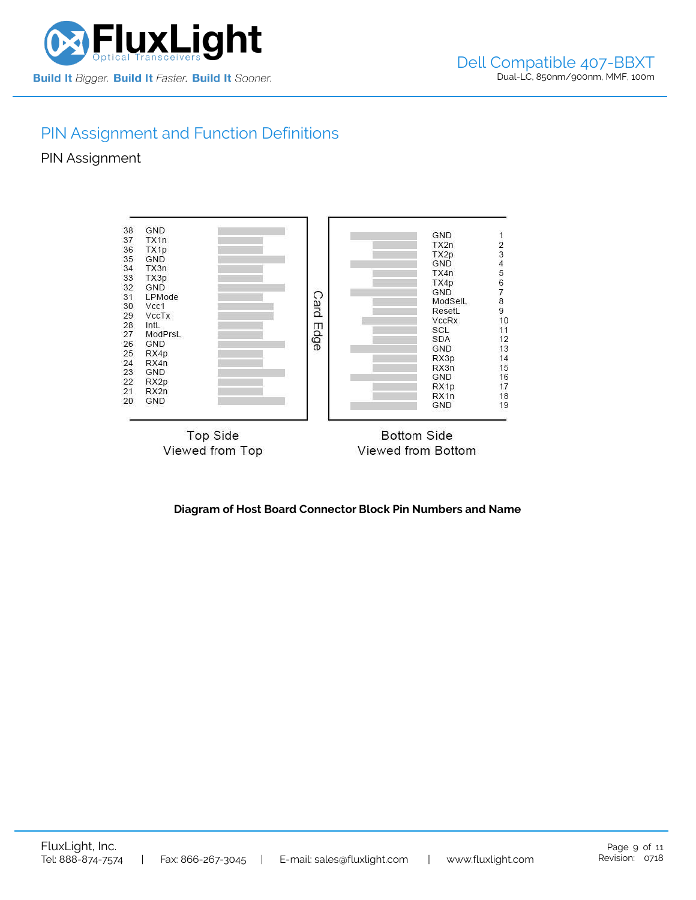## PIN Assignment and Function Definitions

PIN Assignment

**Top Side — Viewed from Top**

| Pin | Name |
|---|---|
| 38 | GND |
| 37 | TX1n |
| 36 | TX1p |
| 35 | GND |
| 34 | TX3n |
| 33 | TX3p |
| 32 | GND |
| 31 | LPMode |
| 30 | Vcc1 |
| 29 | VccTx |
| 28 | IntL |
| 27 | ModPrsL |
| 26 | GND |
| 25 | RX4p |
| 24 | RX4n |
| 23 | GND |
| 22 | RX2p |
| 21 | RX2n |
| 20 | GND |

Card Edge

**Bottom Side — Viewed from Bottom**

| Name | Pin |
|---|---|
| GND | 1 |
| TX2n | 2 |
| TX2p | 3 |
| GND | 4 |
| TX4n | 5 |
| TX4p | 6 |
| GND | 7 |
| ModSelL | 8 |
| ResetL | 9 |
| VccRx | 10 |
| SCL | 11 |
| SDA | 12 |
| GND | 13 |
| RX3p | 14 |
| RX3n | 15 |
| GND | 16 |
| RX1p | 17 |
| RX1n | 18 |
| GND | 19 |

**Diagram of Host Board Connector Block Pin Numbers and Name**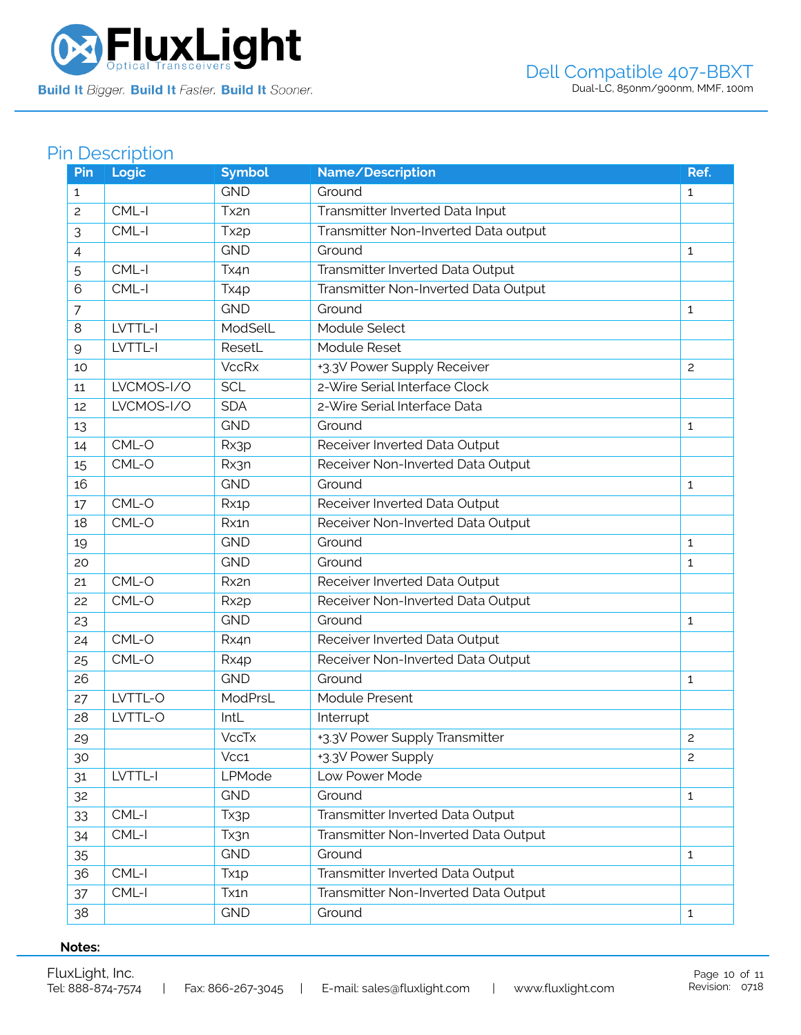## Pin Description

| Pin | Logic | Symbol | Name/Description | Ref. |
|---|---|---|---|---|
| 1 | | GND | Ground | 1 |
| 2 | CML-I | Tx2n | Transmitter Inverted Data Input | |
| 3 | CML-I | Tx2p | Transmitter Non-Inverted Data output | |
| 4 | | GND | Ground | 1 |
| 5 | CML-I | Tx4n | Transmitter Inverted Data Output | |
| 6 | CML-I | Tx4p | Transmitter Non-Inverted Data Output | |
| 7 | | GND | Ground | 1 |
| 8 | LVTTL-I | ModSelL | Module Select | |
| 9 | LVTTL-I | ResetL | Module Reset | |
| 10 | | VccRx | +3.3V Power Supply Receiver | 2 |
| 11 | LVCMOS-I/O | SCL | 2-Wire Serial Interface Clock | |
| 12 | LVCMOS-I/O | SDA | 2-Wire Serial Interface Data | |
| 13 | | GND | Ground | 1 |
| 14 | CML-O | Rx3p | Receiver Inverted Data Output | |
| 15 | CML-O | Rx3n | Receiver Non-Inverted Data Output | |
| 16 | | GND | Ground | 1 |
| 17 | CML-O | Rx1p | Receiver Inverted Data Output | |
| 18 | CML-O | Rx1n | Receiver Non-Inverted Data Output | |
| 19 | | GND | Ground | 1 |
| 20 | | GND | Ground | 1 |
| 21 | CML-O | Rx2n | Receiver Inverted Data Output | |
| 22 | CML-O | Rx2p | Receiver Non-Inverted Data Output | |
| 23 | | GND | Ground | 1 |
| 24 | CML-O | Rx4n | Receiver Inverted Data Output | |
| 25 | CML-O | Rx4p | Receiver Non-Inverted Data Output | |
| 26 | | GND | Ground | 1 |
| 27 | LVTTL-O | ModPrsL | Module Present | |
| 28 | LVTTL-O | IntL | Interrupt | |
| 29 | | VccTx | +3.3V Power Supply Transmitter | 2 |
| 30 | | Vcc1 | +3.3V Power Supply | 2 |
| 31 | LVTTL-I | LPMode | Low Power Mode | |
| 32 | | GND | Ground | 1 |
| 33 | CML-I | Tx3p | Transmitter Inverted Data Output | |
| 34 | CML-I | Tx3n | Transmitter Non-Inverted Data Output | |
| 35 | | GND | Ground | 1 |
| 36 | CML-I | Tx1p | Transmitter Inverted Data Output | |
| 37 | CML-I | Tx1n | Transmitter Non-Inverted Data Output | |
| 38 | | GND | Ground | 1 |

**Notes:**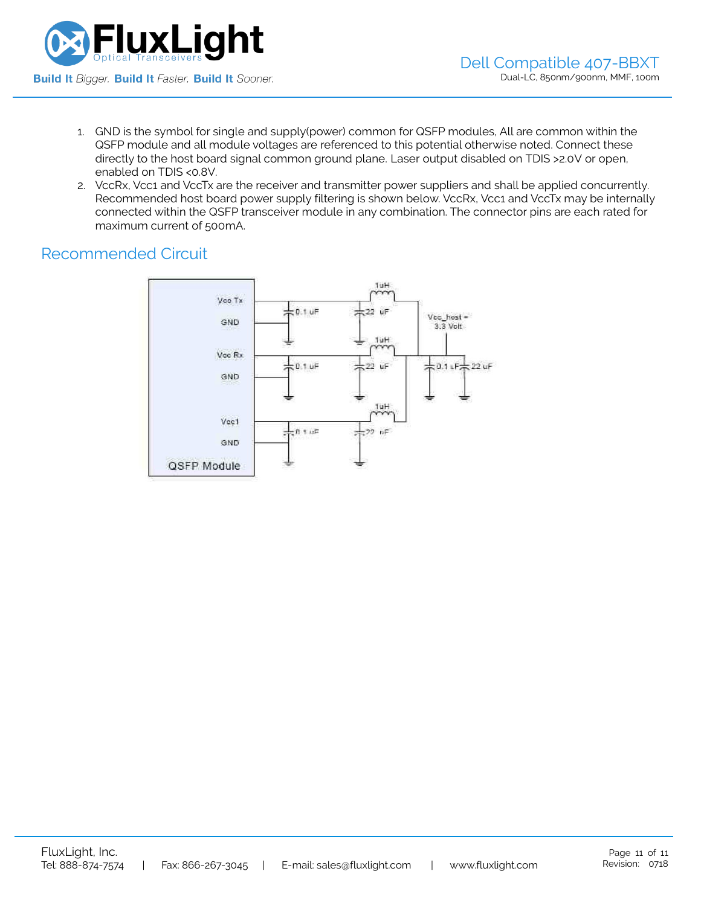1. GND is the symbol for single and supply(power) common for QSFP modules, All are common within the QSFP module and all module voltages are referenced to this potential otherwise noted. Connect these directly to the host board signal common ground plane. Laser output disabled on TDIS >2.0V or open, enabled on TDIS <0.8V.
2. VccRx, Vcc1 and VccTx are the receiver and transmitter power suppliers and shall be applied concurrently. Recommended host board power supply filtering is shown below. VccRx, Vcc1 and VccTx may be internally connected within the QSFP transceiver module in any combination. The connector pins are each rated for maximum current of 500mA.

## Recommended Circuit

Vcc Tx
GND
Vcc Rx
GND
Vcc1
GND
QSFP Module
1uH
1uH
1uH
0.1 uF
22 uF
0.1 uF
22 uF
0.1 uF
22 uF
Vcc_host = 3.3 Volt
0.1 uF
22 uF